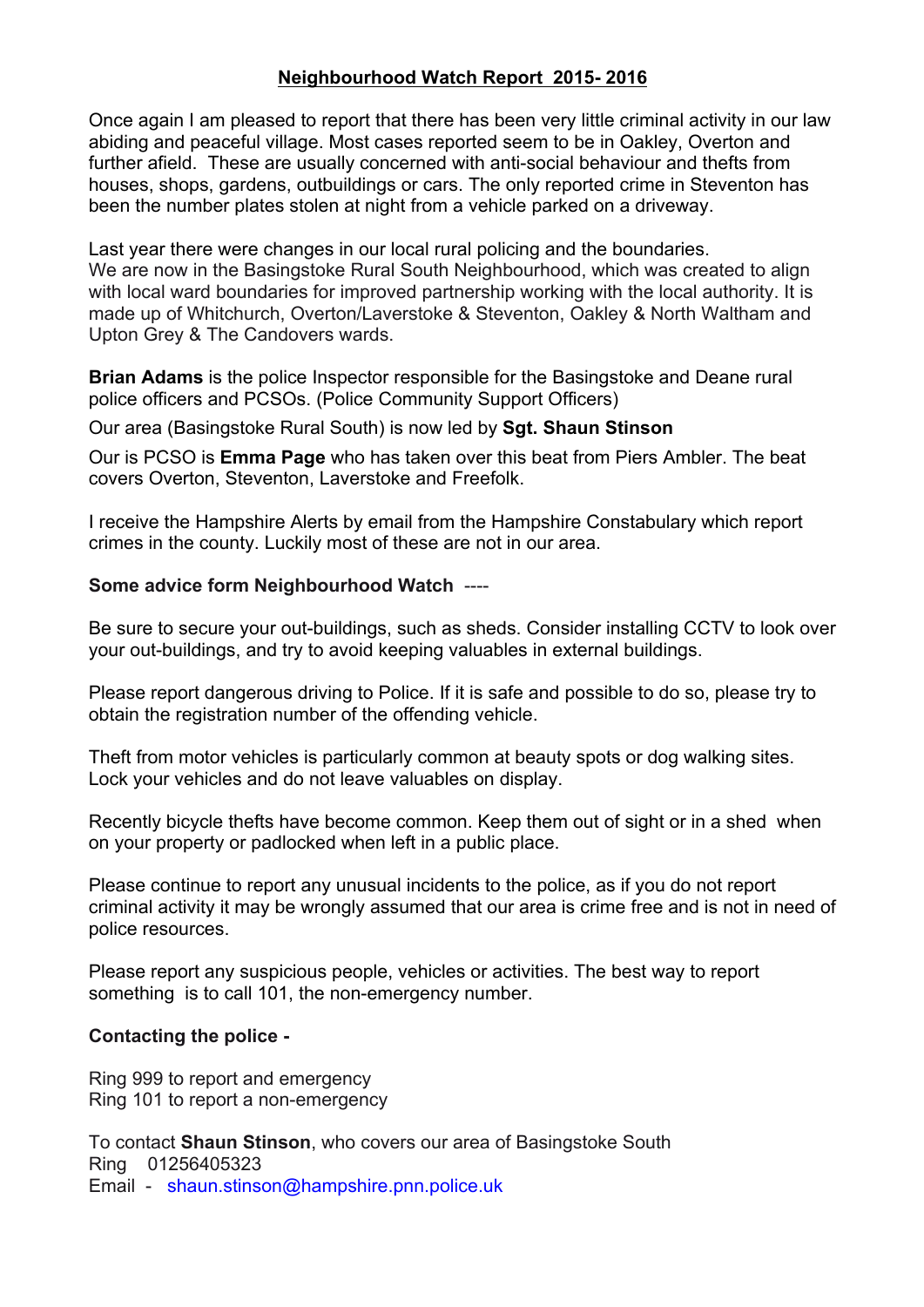# Neighbourhood Watch Report 2015- 2016

Once again I am pleased to report that there has been very little criminal activity in our law abiding and peaceful village. Most cases reported seem to be in Oakley, Overton and further afield. These are usually concerned with anti-social behaviour and thefts from houses, shops, gardens, outbuildings or cars. The only reported crime in Steventon has been the number plates stolen at night from a vehicle parked on a driveway.

Last year there were changes in our local rural policing and the boundaries. We are now in the Basingstoke Rural South Neighbourhood, which was created to align with local ward boundaries for improved partnership working with the local authority. It is made up of Whitchurch, Overton/Laverstoke & Steventon, Oakley & North Waltham and Upton Grey & The Candovers wards.

**Brian Adams** is the police Inspector responsible for the Basingstoke and Deane rural police officers and PCSOs. (Police Community Support Officers)

Our area (Basingstoke Rural South) is now led by **Sgt. Shaun Stinson**

Our is PCSO is **Emma Page** who has taken over this beat from Piers Ambler. The beat covers Overton, Steventon, Laverstoke and Freefolk.

I receive the Hampshire Alerts by email from the Hampshire Constabulary which report crimes in the county. Luckily most of these are not in our area.

**Some advice form Neighbourhood Watch** ----

Be sure to secure your out-buildings, such as sheds. Consider installing CCTV to look over your out-buildings, and try to avoid keeping valuables in external buildings.

Please report dangerous driving to Police. If it is safe and possible to do so, please try to obtain the registration number of the offending vehicle.

Theft from motor vehicles is particularly common at beauty spots or dog walking sites. Lock your vehicles and do not leave valuables on display.

Recently bicycle thefts have become common. Keep them out of sight or in a shed when on your property or padlocked when left in a public place.

Please continue to report any unusual incidents to the police, as if you do not report criminal activity it may be wrongly assumed that our area is crime free and is not in need of police resources.

Please report any suspicious people, vehicles or activities. The best way to report something is to call 101, the non-emergency number.

**Contacting the police -**

Ring 999 to report and emergency
Ring 101 to report a non-emergency

To contact **Shaun Stinson**, who covers our area of Basingstoke South
Ring 01256405323
Email - shaun.stinson@hampshire.pnn.police.uk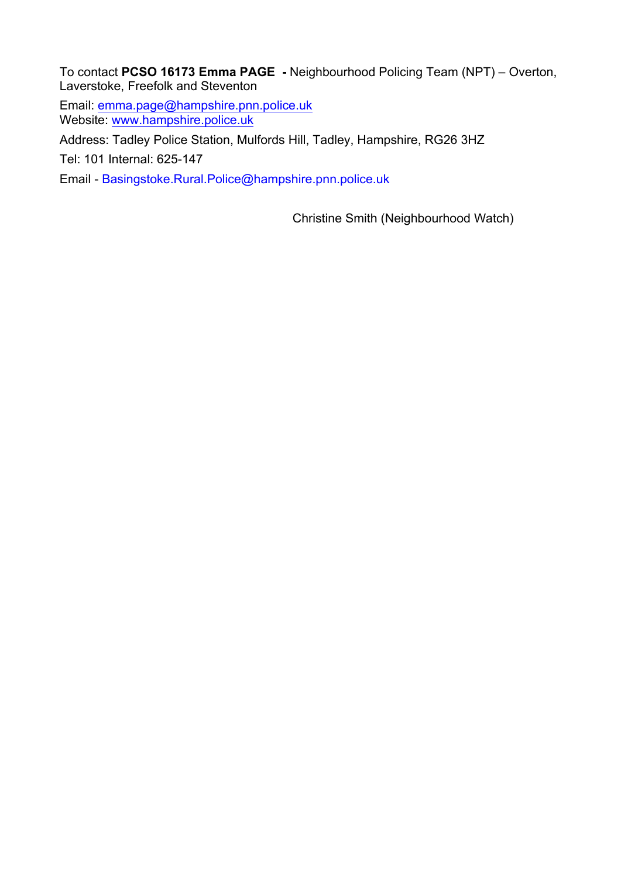To contact **PCSO 16173 Emma PAGE -** Neighbourhood Policing Team (NPT) – Overton, Laverstoke, Freefolk and Steventon

Email: emma.page@hampshire.pnn.police.uk
Website: www.hampshire.police.uk

Address: Tadley Police Station, Mulfords Hill, Tadley, Hampshire, RG26 3HZ

Tel: 101 Internal: 625-147

Email - Basingstoke.Rural.Police@hampshire.pnn.police.uk

Christine Smith (Neighbourhood Watch)